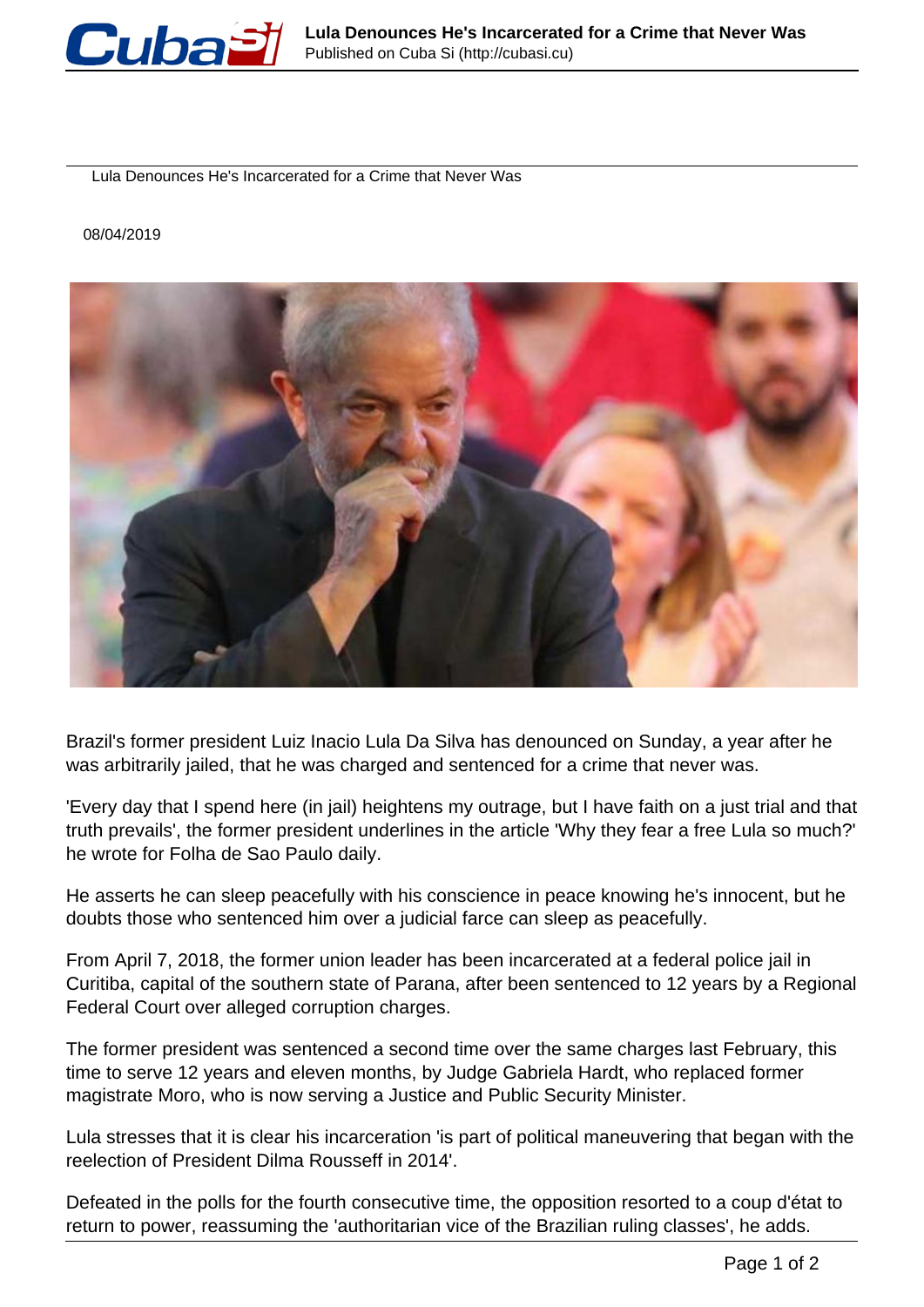Lula Denounces He's Incarcerated for a Crime that Never Was

08/04/2019

Brazil's former president Luiz Inacio Lula Da Silva has denounced on Sunday, a year after he was arbitrarily jailed, that he was charged and sentenced for a crime that never was.

'Every day that I spend here (in jail) heightens my outrage, but I have faith on a just trial and that truth prevails', the former president underlines in the article 'Why they fear a free Lula so much?' he wrote for Folha de Sao Paulo daily.

He asserts he can sleep peacefully with his conscience in peace knowing he's innocent, but he doubts those who sentenced him over a judicial farce can sleep as peacefully.

From April 7, 2018, the former union leader has been incarcerated at a federal police jail in Curitiba, capital of the southern state of Parana, after been sentenced to 12 years by a Regional Federal Court over alleged corruption charges.

The former president was sentenced a second time over the same charges last February, this time to serve 12 years and eleven months, by Judge Gabriela Hardt, who replaced former magistrate Moro, who is now serving a Justice and Public Security Minister.

Lula stresses that it is clear his incarceration 'is part of political maneuvering that began with the reelection of President Dilma Rousseff in 2014'.

Defeated in the polls for the fourth consecutive time, the opposition resorted to a coup d'état to return to power, reassuming the 'authoritarian vice of the Brazilian ruling classes', he adds.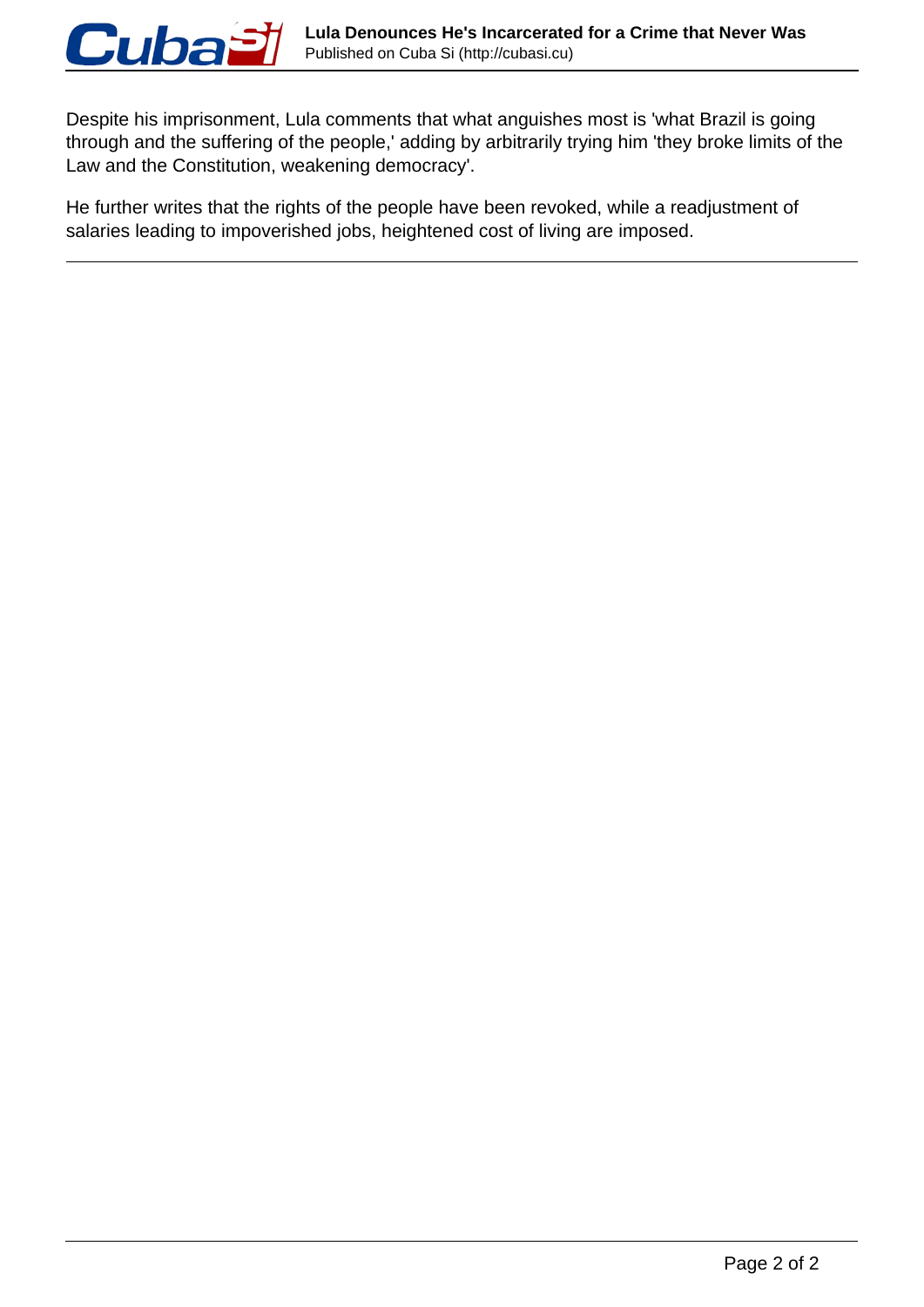Despite his imprisonment, Lula comments that what anguishes most is 'what Brazil is going through and the suffering of the people,' adding by arbitrarily trying him 'they broke limits of the Law and the Constitution, weakening democracy'.

He further writes that the rights of the people have been revoked, while a readjustment of salaries leading to impoverished jobs, heightened cost of living are imposed.